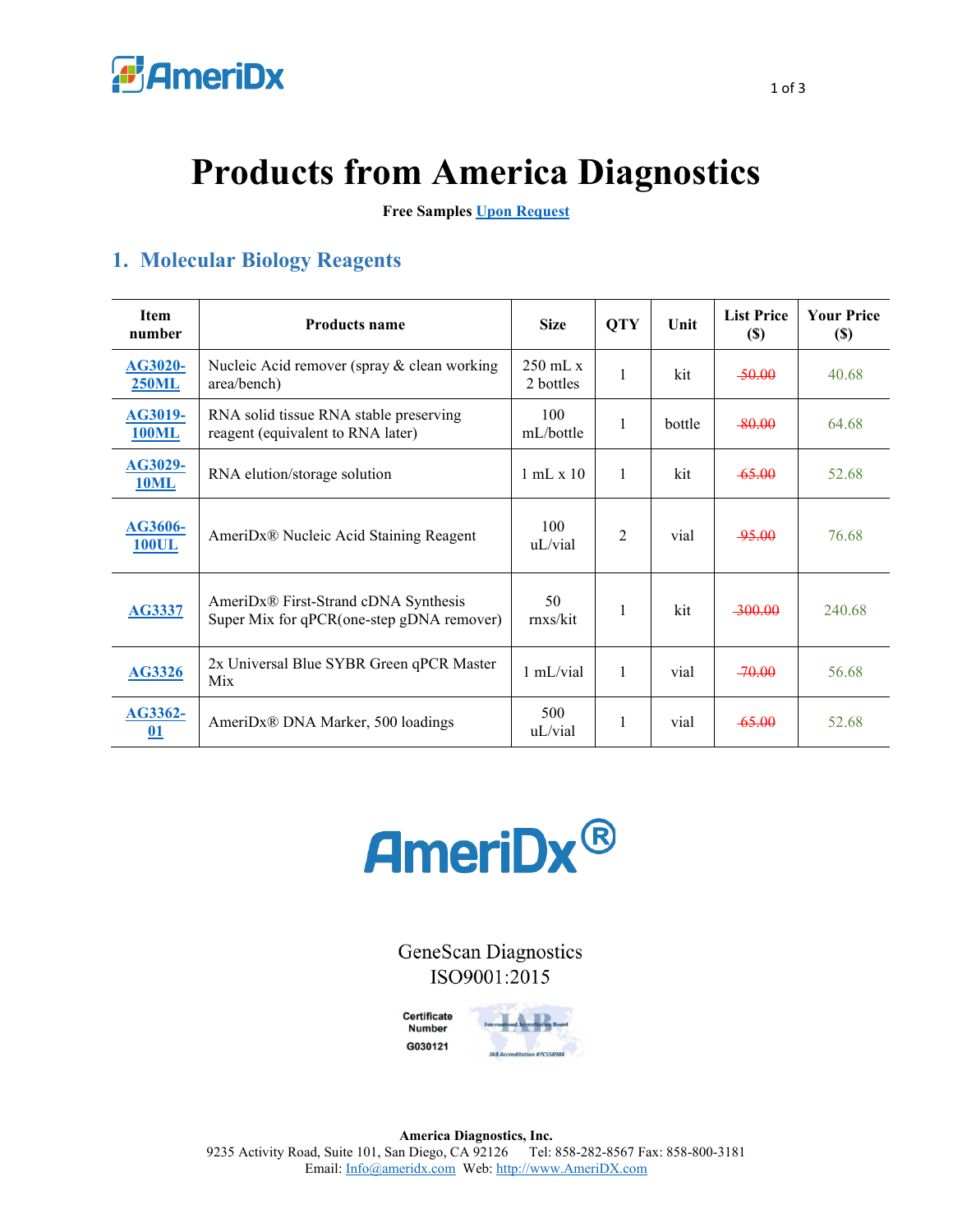# Products from America Diagnostics

**Free Samples [Upon Request](#)**

## 1. Molecular Biology Reagents

| Item number | Products name | Size | QTY | Unit | List Price ($) | Your Price ($) |
|---|---|---|---|---|---|---|
| AG3020-250ML | Nucleic Acid remover (spray & clean working area/bench) | 250 mL x 2 bottles | 1 | kit | ~~50.00~~ | 40.68 |
| AG3019-100ML | RNA solid tissue RNA stable preserving reagent (equivalent to RNA later) | 100 mL/bottle | 1 | bottle | ~~80.00~~ | 64.68 |
| AG3029-10ML | RNA elution/storage solution | 1 mL x 10 | 1 | kit | ~~65.00~~ | 52.68 |
| AG3606-100UL | AmeriDx® Nucleic Acid Staining Reagent | 100 uL/vial | 2 | vial | ~~95.00~~ | 76.68 |
| AG3337 | AmeriDx® First-Strand cDNA Synthesis Super Mix for qPCR(one-step gDNA remover) | 50 rnxs/kit | 1 | kit | ~~300.00~~ | 240.68 |
| AG3326 | 2x Universal Blue SYBR Green qPCR Master Mix | 1 mL/vial | 1 | vial | ~~70.00~~ | 56.68 |
| AG3362-01 | AmeriDx® DNA Marker, 500 loadings | 500 uL/vial | 1 | vial | ~~65.00~~ | 52.68 |

AmeriDx®

GeneScan Diagnostics
ISO9001:2015

Certificate Number G030121

**America Diagnostics, Inc.**
9235 Activity Road, Suite 101, San Diego, CA 92126 Tel: 858-282-8567 Fax: 858-800-3181
Email: Info@ameridx.com Web: http://www.AmeriDX.com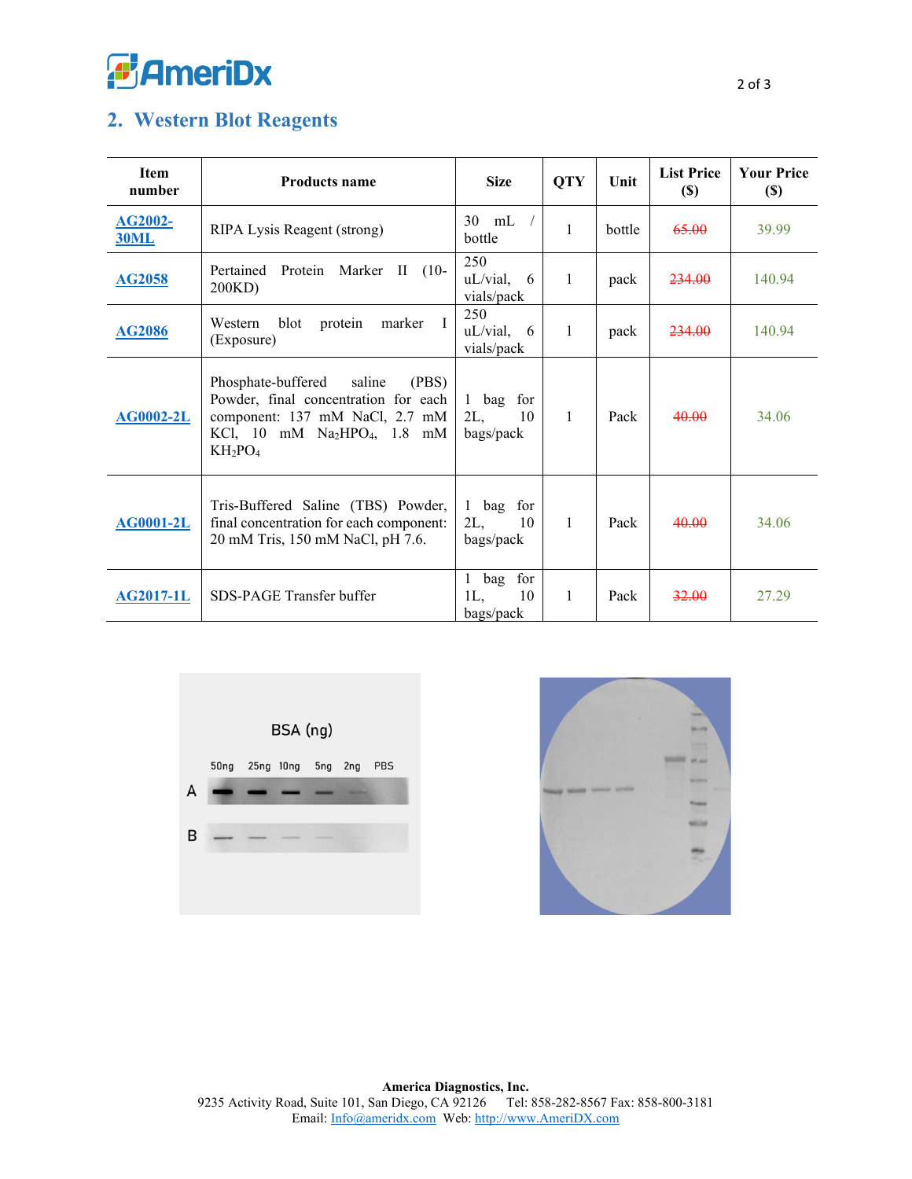## 2. Western Blot Reagents

| Item number | Products name | Size | QTY | Unit | List Price ($) | Your Price ($) |
|---|---|---|---|---|---|---|
| AG2002-30ML | RIPA Lysis Reagent (strong) | 30 mL / bottle | 1 | bottle | ~~65.00~~ | 39.99 |
| AG2058 | Pertained Protein Marker II (10-200KD) | 250 uL/vial, 6 vials/pack | 1 | pack | ~~234.00~~ | 140.94 |
| AG2086 | Western blot protein marker I (Exposure) | 250 uL/vial, 6 vials/pack | 1 | pack | ~~234.00~~ | 140.94 |
| AG0002-2L | Phosphate-buffered saline (PBS) Powder, final concentration for each component: 137 mM NaCl, 2.7 mM KCl, 10 mM $Na_2HPO_4$, 1.8 mM $KH_2PO_4$ | 1 bag for 2L, 10 bags/pack | 1 | Pack | ~~40.00~~ | 34.06 |
| AG0001-2L | Tris-Buffered Saline (TBS) Powder, final concentration for each component: 20 mM Tris, 150 mM NaCl, pH 7.6. | 1 bag for 2L, 10 bags/pack | 1 | Pack | ~~40.00~~ | 34.06 |
| AG2017-1L | SDS-PAGE Transfer buffer | 1 bag for 1L, 10 bags/pack | 1 | Pack | ~~32.00~~ | 27.29 |

**America Diagnostics, Inc.**
9235 Activity Road, Suite 101, San Diego, CA 92126 Tel: 858-282-8567 Fax: 858-800-3181
Email: Info@ameridx.com Web: http://www.AmeriDX.com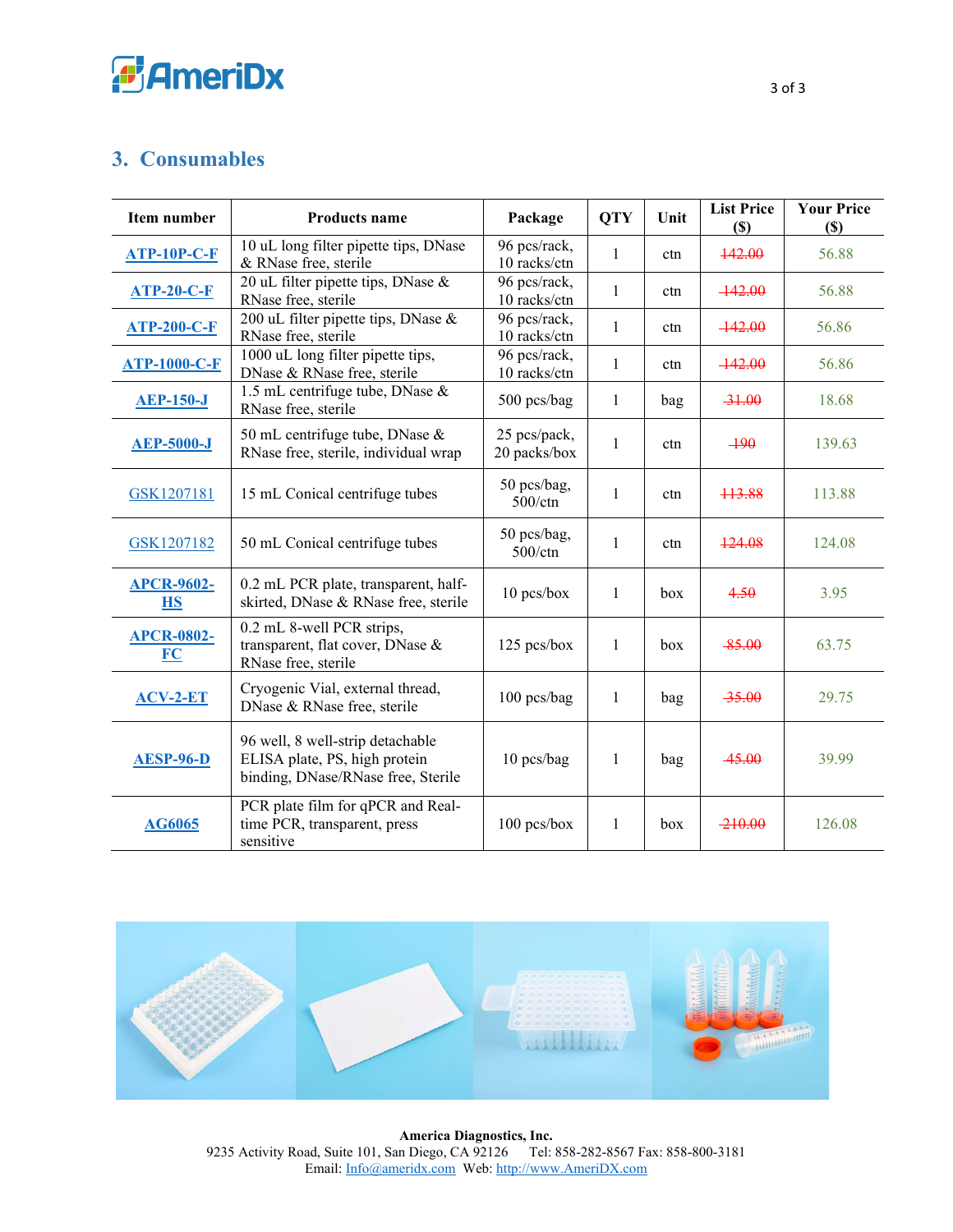## 3. Consumables

| Item number | Products name | Package | QTY | Unit | List Price ($) | Your Price ($) |
|---|---|---|---|---|---|---|
| ATP-10P-C-F | 10 uL long filter pipette tips, DNase & RNase free, sterile | 96 pcs/rack, 10 racks/ctn | 1 | ctn | ~~142.00~~ | 56.88 |
| ATP-20-C-F | 20 uL filter pipette tips, DNase & RNase free, sterile | 96 pcs/rack, 10 racks/ctn | 1 | ctn | ~~142.00~~ | 56.88 |
| ATP-200-C-F | 200 uL filter pipette tips, DNase & RNase free, sterile | 96 pcs/rack, 10 racks/ctn | 1 | ctn | ~~142.00~~ | 56.86 |
| ATP-1000-C-F | 1000 uL long filter pipette tips, DNase & RNase free, sterile | 96 pcs/rack, 10 racks/ctn | 1 | ctn | ~~142.00~~ | 56.86 |
| AEP-150-J | 1.5 mL centrifuge tube, DNase & RNase free, sterile | 500 pcs/bag | 1 | bag | ~~31.00~~ | 18.68 |
| AEP-5000-J | 50 mL centrifuge tube, DNase & RNase free, sterile, individual wrap | 25 pcs/pack, 20 packs/box | 1 | ctn | ~~190~~ | 139.63 |
| GSK1207181 | 15 mL Conical centrifuge tubes | 50 pcs/bag, 500/ctn | 1 | ctn | ~~113.88~~ | 113.88 |
| GSK1207182 | 50 mL Conical centrifuge tubes | 50 pcs/bag, 500/ctn | 1 | ctn | ~~124.08~~ | 124.08 |
| APCR-9602-HS | 0.2 mL PCR plate, transparent, half-skirted, DNase & RNase free, sterile | 10 pcs/box | 1 | box | ~~4.50~~ | 3.95 |
| APCR-0802-FC | 0.2 mL 8-well PCR strips, transparent, flat cover, DNase & RNase free, sterile | 125 pcs/box | 1 | box | ~~85.00~~ | 63.75 |
| ACV-2-ET | Cryogenic Vial, external thread, DNase & RNase free, sterile | 100 pcs/bag | 1 | bag | ~~35.00~~ | 29.75 |
| AESP-96-D | 96 well, 8 well-strip detachable ELISA plate, PS, high protein binding, DNase/RNase free, Sterile | 10 pcs/bag | 1 | bag | ~~45.00~~ | 39.99 |
| AG6065 | PCR plate film for qPCR and Real-time PCR, transparent, press sensitive | 100 pcs/box | 1 | box | ~~210.00~~ | 126.08 |

**America Diagnostics, Inc.**
9235 Activity Road, Suite 101, San Diego, CA 92126 Tel: 858-282-8567 Fax: 858-800-3181
Email: Info@ameridx.com Web: http://www.AmeriDX.com